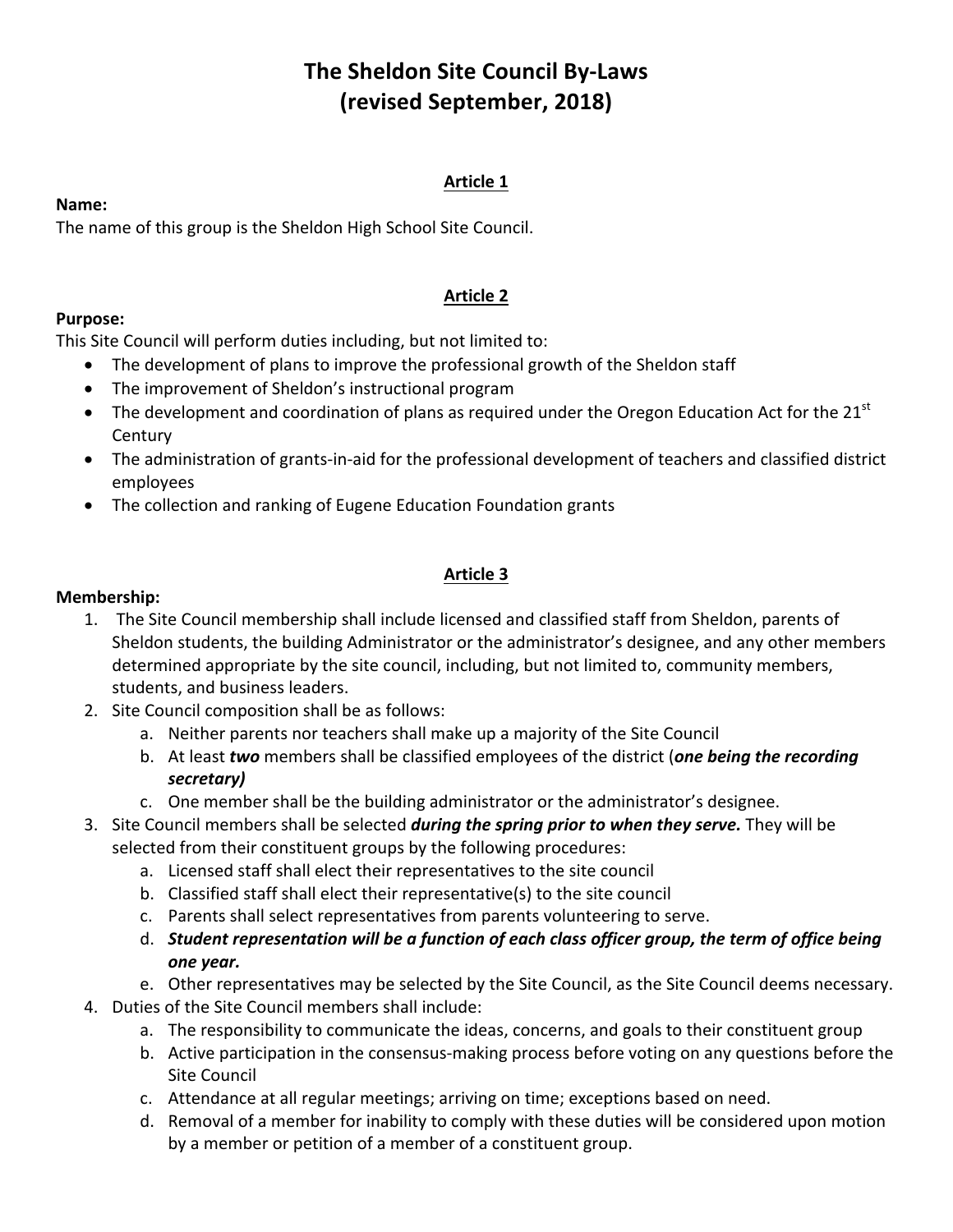# The Sheldon Site Council By-Laws
# (revised September, 2018)

## Article 1

**Name:**
The name of this group is the Sheldon High School Site Council.

## Article 2

**Purpose:**
This Site Council will perform duties including, but not limited to:

- The development of plans to improve the professional growth of the Sheldon staff
- The improvement of Sheldon's instructional program
- The development and coordination of plans as required under the Oregon Education Act for the 21st Century
- The administration of grants-in-aid for the professional development of teachers and classified district employees
- The collection and ranking of Eugene Education Foundation grants

## Article 3

**Membership:**

1. The Site Council membership shall include licensed and classified staff from Sheldon, parents of Sheldon students, the building Administrator or the administrator's designee, and any other members determined appropriate by the site council, including, but not limited to, community members, students, and business leaders.
2. Site Council composition shall be as follows:
   a. Neither parents nor teachers shall make up a majority of the Site Council
   b. At least ***two*** members shall be classified employees of the district (***one being the recording secretary)***
   c. One member shall be the building administrator or the administrator's designee.
3. Site Council members shall be selected ***during the spring prior to when they serve.*** They will be selected from their constituent groups by the following procedures:
   a. Licensed staff shall elect their representatives to the site council
   b. Classified staff shall elect their representative(s) to the site council
   c. Parents shall select representatives from parents volunteering to serve.
   d. ***Student representation will be a function of each class officer group, the term of office being one year.***
   e. Other representatives may be selected by the Site Council, as the Site Council deems necessary.
4. Duties of the Site Council members shall include:
   a. The responsibility to communicate the ideas, concerns, and goals to their constituent group
   b. Active participation in the consensus-making process before voting on any questions before the Site Council
   c. Attendance at all regular meetings; arriving on time; exceptions based on need.
   d. Removal of a member for inability to comply with these duties will be considered upon motion by a member or petition of a member of a constituent group.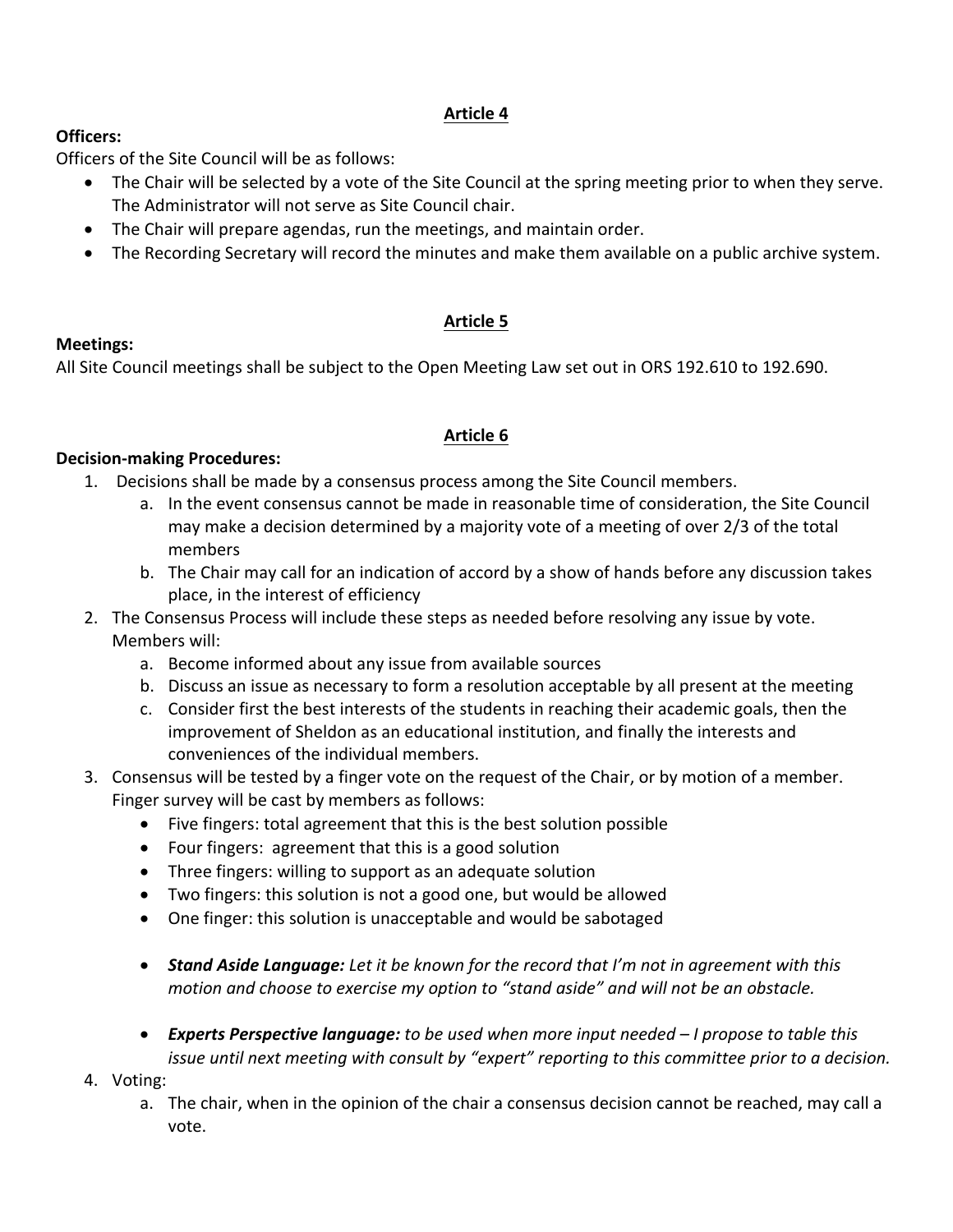## Article 4

**Officers:**

Officers of the Site Council will be as follows:

- The Chair will be selected by a vote of the Site Council at the spring meeting prior to when they serve. The Administrator will not serve as Site Council chair.
- The Chair will prepare agendas, run the meetings, and maintain order.
- The Recording Secretary will record the minutes and make them available on a public archive system.

## Article 5

**Meetings:**

All Site Council meetings shall be subject to the Open Meeting Law set out in ORS 192.610 to 192.690.

## Article 6

**Decision-making Procedures:**

1. Decisions shall be made by a consensus process among the Site Council members.
    a. In the event consensus cannot be made in reasonable time of consideration, the Site Council may make a decision determined by a majority vote of a meeting of over 2/3 of the total members
    b. The Chair may call for an indication of accord by a show of hands before any discussion takes place, in the interest of efficiency
2. The Consensus Process will include these steps as needed before resolving any issue by vote. Members will:
    a. Become informed about any issue from available sources
    b. Discuss an issue as necessary to form a resolution acceptable by all present at the meeting
    c. Consider first the best interests of the students in reaching their academic goals, then the improvement of Sheldon as an educational institution, and finally the interests and conveniences of the individual members.
3. Consensus will be tested by a finger vote on the request of the Chair, or by motion of a member. Finger survey will be cast by members as follows:
    - Five fingers: total agreement that this is the best solution possible
    - Four fingers: agreement that this is a good solution
    - Three fingers: willing to support as an adequate solution
    - Two fingers: this solution is not a good one, but would be allowed
    - One finger: this solution is unacceptable and would be sabotaged
    - ***Stand Aside Language:*** *Let it be known for the record that I'm not in agreement with this motion and choose to exercise my option to "stand aside" and will not be an obstacle.*
    - ***Experts Perspective language:*** *to be used when more input needed – I propose to table this issue until next meeting with consult by "expert" reporting to this committee prior to a decision.*
4. Voting:
    a. The chair, when in the opinion of the chair a consensus decision cannot be reached, may call a vote.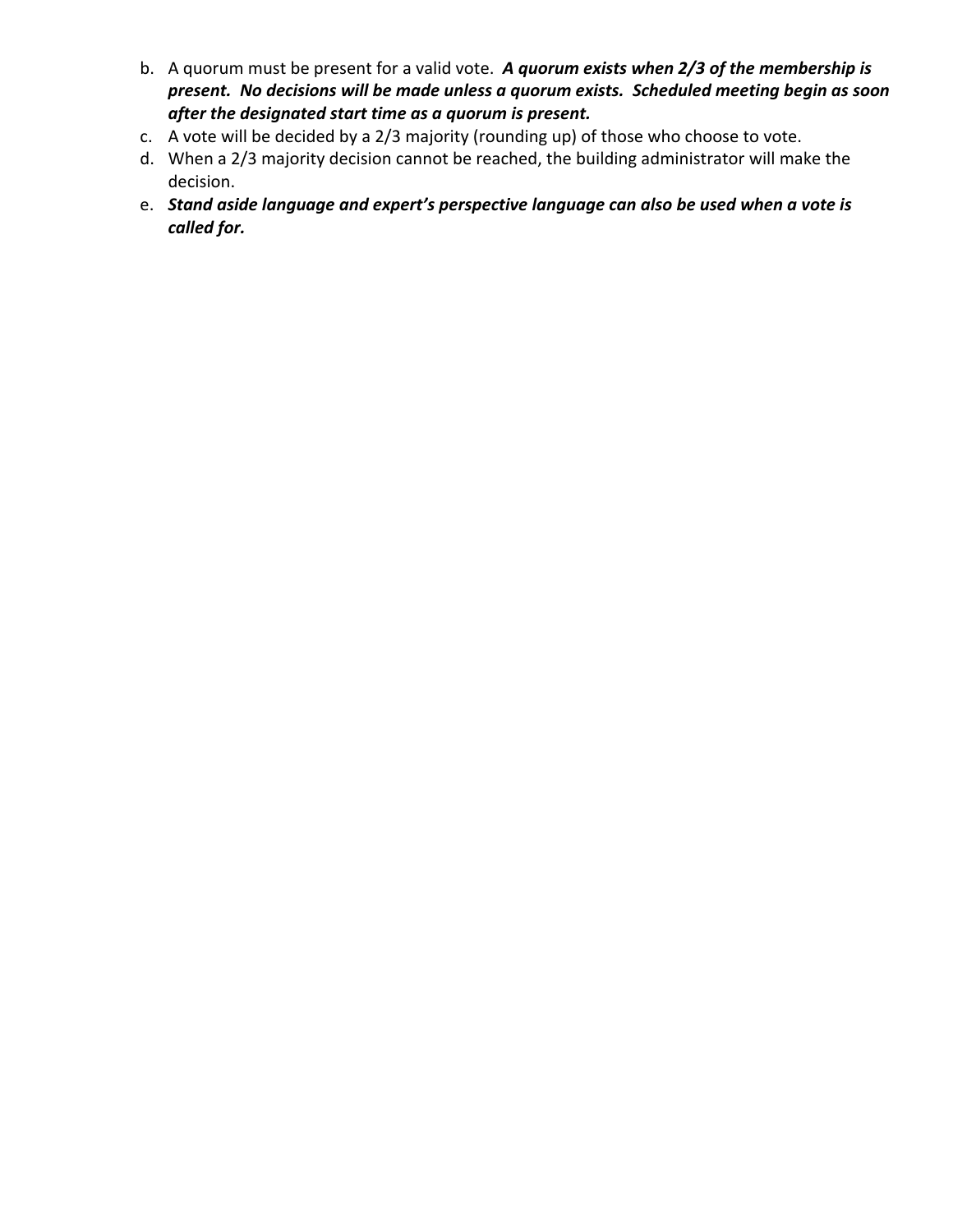b. A quorum must be present for a valid vote. ***A quorum exists when 2/3 of the membership is present. No decisions will be made unless a quorum exists. Scheduled meeting begin as soon after the designated start time as a quorum is present.***
c. A vote will be decided by a 2/3 majority (rounding up) of those who choose to vote.
d. When a 2/3 majority decision cannot be reached, the building administrator will make the decision.
e. ***Stand aside language and expert's perspective language can also be used when a vote is called for.***